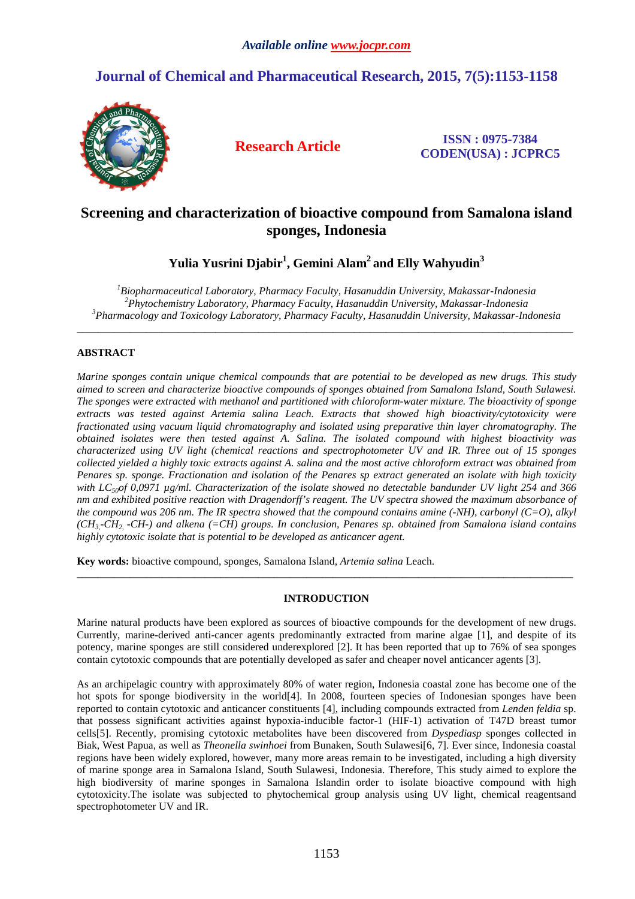*Available online www.jocpr.com*

# Journal of Chemical and Pharmaceutical Research, 2015, 7(5):1153-1158

**Research Article**

**ISSN : 0975-7384**
**CODEN(USA) : JCPRC5**

# Screening and characterization of bioactive compound from Samalona island sponges, Indonesia

**Yulia Yusrini Djabir[1], Gemini Alam[2] and Elly Wahyudin[3]**

*[1]Biopharmaceutical Laboratory, Pharmacy Faculty, Hasanuddin University, Makassar-Indonesia*
*[2]Phytochemistry Laboratory, Pharmacy Faculty, Hasanuddin University, Makassar-Indonesia*
*[3]Pharmacology and Toxicology Laboratory, Pharmacy Faculty, Hasanuddin University, Makassar-Indonesia*

---

## ABSTRACT

*Marine sponges contain unique chemical compounds that are potential to be developed as new drugs. This study aimed to screen and characterize bioactive compounds of sponges obtained from Samalona Island, South Sulawesi. The sponges were extracted with methanol and partitioned with chloroform-water mixture. The bioactivity of sponge extracts was tested against Artemia salina Leach. Extracts that showed high bioactivity/cytotoxicity were fractionated using vacuum liquid chromatography and isolated using preparative thin layer chromatography. The obtained isolates were then tested against A. Salina. The isolated compound with highest bioactivity was characterized using UV light (chemical reactions and spectrophotometer UV and IR. Three out of 15 sponges collected yielded a highly toxic extracts against A. salina and the most active chloroform extract was obtained from Penares sp. sponge. Fractionation and isolation of the Penares sp extract generated an isolate with high toxicity with $LC_{50}$of 0,0971 µg/ml. Characterization of the isolate showed no detectable bandunder UV light 254 and 366 nm and exhibited positive reaction with Dragendorff's reagent. The UV spectra showed the maximum absorbance of the compound was 206 nm. The IR spectra showed that the compound contains amine (-NH), carbonyl (C=O), alkyl ($CH_3$,-$CH_2$, -CH-) and alkena (=CH) groups. In conclusion, Penares sp. obtained from Samalona island contains highly cytotoxic isolate that is potential to be developed as anticancer agent.*

**Key words:** bioactive compound, sponges, Samalona Island, *Artemia salina* Leach.

---

## INTRODUCTION

Marine natural products have been explored as sources of bioactive compounds for the development of new drugs. Currently, marine-derived anti-cancer agents predominantly extracted from marine algae [1], and despite of its potency, marine sponges are still considered underexplored [2]. It has been reported that up to 76% of sea sponges contain cytotoxic compounds that are potentially developed as safer and cheaper novel anticancer agents [3].

As an archipelagic country with approximately 80% of water region, Indonesia coastal zone has become one of the hot spots for sponge biodiversity in the world[4]. In 2008, fourteen species of Indonesian sponges have been reported to contain cytotoxic and anticancer constituents [4], including compounds extracted from *Lenden feldia* sp. that possess significant activities against hypoxia-inducible factor-1 (HIF-1) activation of T47D breast tumor cells[5]. Recently, promising cytotoxic metabolites have been discovered from *Dyspediasp* sponges collected in Biak, West Papua, as well as *Theonella swinhoei* from Bunaken, South Sulawesi[6, 7]. Ever since, Indonesia coastal regions have been widely explored, however, many more areas remain to be investigated, including a high diversity of marine sponge area in Samalona Island, South Sulawesi, Indonesia. Therefore, This study aimed to explore the high biodiversity of marine sponges in Samalona Islandin order to isolate bioactive compound with high cytotoxicity.The isolate was subjected to phytochemical group analysis using UV light, chemical reagentsand spectrophotometer UV and IR.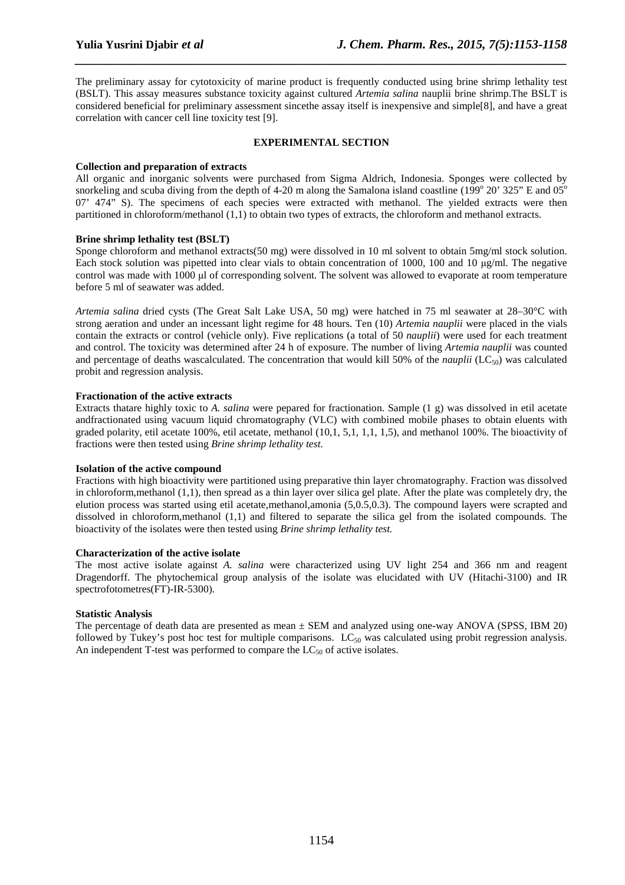The preliminary assay for cytotoxicity of marine product is frequently conducted using brine shrimp lethality test (BSLT). This assay measures substance toxicity against cultured *Artemia salina* nauplii brine shrimp.The BSLT is considered beneficial for preliminary assessment sincethe assay itself is inexpensive and simple[8], and have a great correlation with cancer cell line toxicity test [9].

## EXPERIMENTAL SECTION

### Collection and preparation of extracts

All organic and inorganic solvents were purchased from Sigma Aldrich, Indonesia. Sponges were collected by snorkeling and scuba diving from the depth of 4-20 m along the Samalona island coastline (199$^o$ 20' 325" E and 05$^o$ 07' 474" S). The specimens of each species were extracted with methanol. The yielded extracts were then partitioned in chloroform/methanol (1,1) to obtain two types of extracts, the chloroform and methanol extracts.

### Brine shrimp lethality test (BSLT)

Sponge chloroform and methanol extracts(50 mg) were dissolved in 10 ml solvent to obtain 5mg/ml stock solution. Each stock solution was pipetted into clear vials to obtain concentration of 1000, 100 and 10 μg/ml. The negative control was made with 1000 μl of corresponding solvent. The solvent was allowed to evaporate at room temperature before 5 ml of seawater was added.

*Artemia salina* dried cysts (The Great Salt Lake USA, 50 mg) were hatched in 75 ml seawater at 28–30°C with strong aeration and under an incessant light regime for 48 hours. Ten (10) *Artemia nauplii* were placed in the vials contain the extracts or control (vehicle only). Five replications (a total of 50 *nauplii*) were used for each treatment and control. The toxicity was determined after 24 h of exposure. The number of living *Artemia nauplii* was counted and percentage of deaths wascalculated. The concentration that would kill 50% of the *nauplii* ($LC_{50}$) was calculated probit and regression analysis.

### Fractionation of the active extracts

Extracts thatare highly toxic to *A. salina* were pepared for fractionation. Sample (1 g) was dissolved in etil acetate andfractionated using vacuum liquid chromatography (VLC) with combined mobile phases to obtain eluents with graded polarity, etil acetate 100%, etil acetate, methanol (10,1, 5,1, 1,1, 1,5), and methanol 100%. The bioactivity of fractions were then tested using *Brine shrimp lethality test.*

### Isolation of the active compound

Fractions with high bioactivity were partitioned using preparative thin layer chromatography. Fraction was dissolved in chloroform,methanol (1,1), then spread as a thin layer over silica gel plate. After the plate was completely dry, the elution process was started using etil acetate,methanol,amonia (5,0.5,0.3). The compound layers were scrapted and dissolved in chloroform,methanol (1,1) and filtered to separate the silica gel from the isolated compounds. The bioactivity of the isolates were then tested using *Brine shrimp lethality test.*

### Characterization of the active isolate

The most active isolate against *A. salina* were characterized using UV light 254 and 366 nm and reagent Dragendorff. The phytochemical group analysis of the isolate was elucidated with UV (Hitachi-3100) and IR spectrofotometres(FT)-IR-5300).

### Statistic Analysis

The percentage of death data are presented as mean ± SEM and analyzed using one-way ANOVA (SPSS, IBM 20) followed by Tukey's post hoc test for multiple comparisons. $LC_{50}$ was calculated using probit regression analysis. An independent T-test was performed to compare the $LC_{50}$ of active isolates.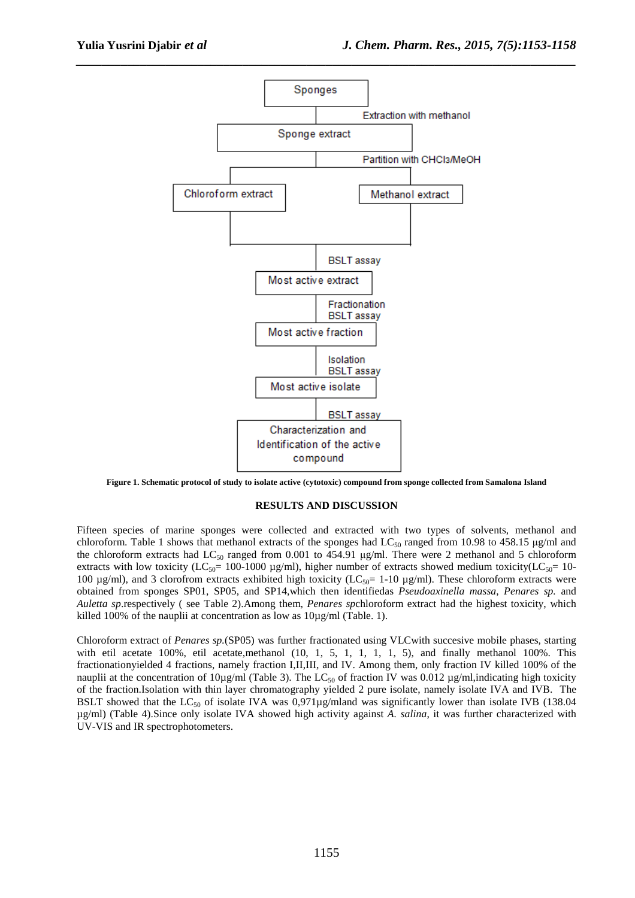Sponges

Extraction with methanol

Sponge extract

Partition with $CHCl_3$/MeOH

Chloroform extract | Methanol extract

BSLT assay

Most active extract

Fractionation
BSLT assay

Most active fraction

Isolation
BSLT assay

Most active isolate

BSLT assay

Characterization and Identification of the active compound

**Figure 1. Schematic protocol of study to isolate active (cytotoxic) compound from sponge collected from Samalona Island**

## RESULTS AND DISCUSSION

Fifteen species of marine sponges were collected and extracted with two types of solvents, methanol and chloroform. Table 1 shows that methanol extracts of the sponges had $LC_{50}$ ranged from 10.98 to 458.15 µg/ml and the chloroform extracts had $LC_{50}$ ranged from 0.001 to 454.91 µg/ml. There were 2 methanol and 5 chloroform extracts with low toxicity ($LC_{50}$= 100-1000 µg/ml), higher number of extracts showed medium toxicity($LC_{50}$= 10-100 µg/ml), and 3 clorofrom extracts exhibited high toxicity ($LC_{50}$= 1-10 µg/ml). These chloroform extracts were obtained from sponges SP01, SP05, and SP14,which then identifiedas *Pseudoaxinella massa*, *Penares sp.* and *Auletta sp*.respectively ( see Table 2).Among them, *Penares sp*chloroform extract had the highest toxicity, which killed 100% of the nauplii at concentration as low as 10µg/ml (Table. 1).

Chloroform extract of *Penares sp.*(SP05) was further fractionated using VLCwith succesive mobile phases, starting with etil acetate 100%, etil acetate,methanol (10, 1, 5, 1, 1, 1, 1, 5), and finally methanol 100%. This fractionationyielded 4 fractions, namely fraction I,II,III, and IV. Among them, only fraction IV killed 100% of the nauplii at the concentration of 10µg/ml (Table 3). The $LC_{50}$ of fraction IV was 0.012 µg/ml,indicating high toxicity of the fraction.Isolation with thin layer chromatography yielded 2 pure isolate, namely isolate IVA and IVB. The BSLT showed that the $LC_{50}$ of isolate IVA was 0,971µg/mland was significantly lower than isolate IVB (138.04 µg/ml) (Table 4).Since only isolate IVA showed high activity against *A. salina*, it was further characterized with UV-VIS and IR spectrophotometers.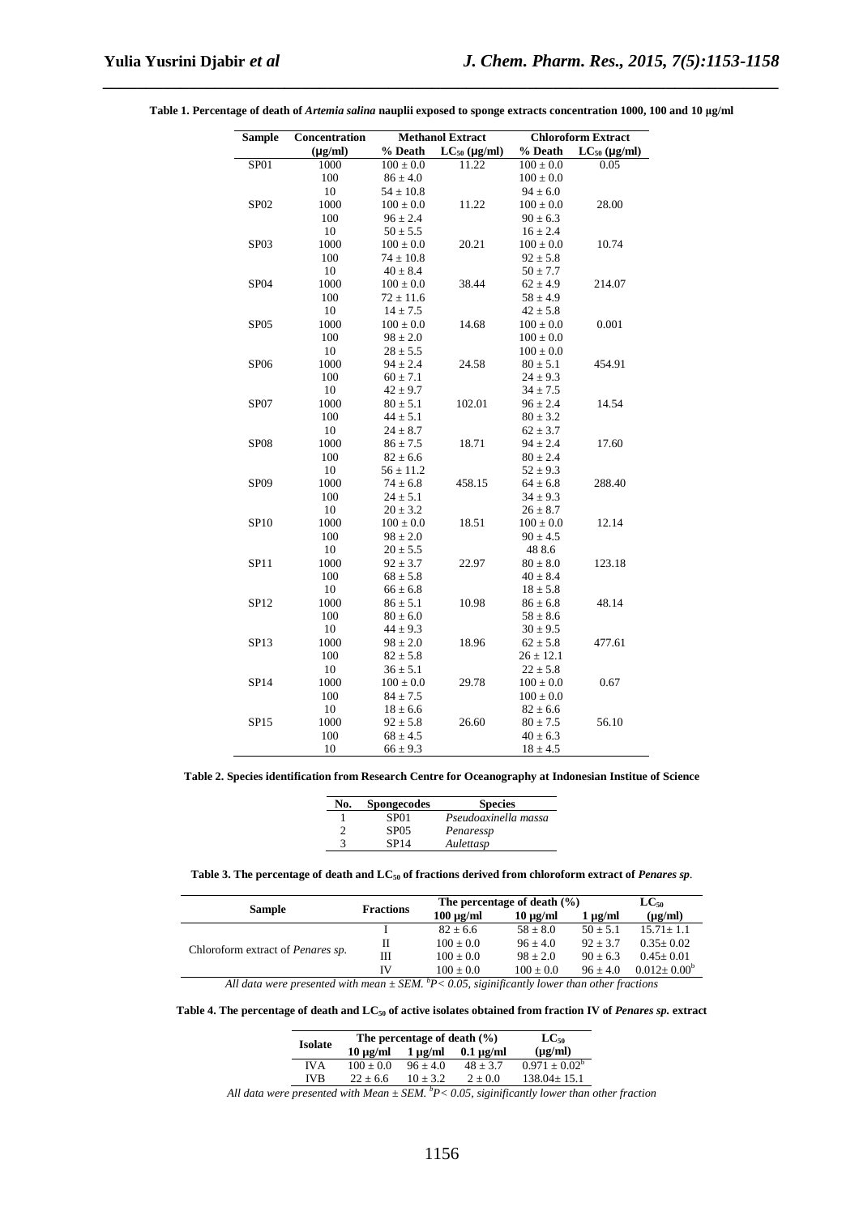**Table 1. Percentage of death of *Artemia salina* nauplii exposed to sponge extracts concentration 1000, 100 and 10 µg/ml**

| Sample | Concentration | Methanol Extract | | Chloroform Extract | |
|---|---|---|---|---|---|
| | (µg/ml) | % Death | $LC_{50}$ (µg/ml) | % Death | $LC_{50}$ (µg/ml) |
| SP01 | 1000 | 100 ± 0.0 | 11.22 | 100 ± 0.0 | 0.05 |
| | 100 | 86 ± 4.0 | | 100 ± 0.0 | |
| | 10 | 54 ± 10.8 | | 94 ± 6.0 | |
| SP02 | 1000 | 100 ± 0.0 | 11.22 | 100 ± 0.0 | 28.00 |
| | 100 | 96 ± 2.4 | | 90 ± 6.3 | |
| | 10 | 50 ± 5.5 | | 16 ± 2.4 | |
| SP03 | 1000 | 100 ± 0.0 | 20.21 | 100 ± 0.0 | 10.74 |
| | 100 | 74 ± 10.8 | | 92 ± 5.8 | |
| | 10 | 40 ± 8.4 | | 50 ± 7.7 | |
| SP04 | 1000 | 100 ± 0.0 | 38.44 | 62 ± 4.9 | 214.07 |
| | 100 | 72 ± 11.6 | | 58 ± 4.9 | |
| | 10 | 14 ± 7.5 | | 42 ± 5.8 | |
| SP05 | 1000 | 100 ± 0.0 | 14.68 | 100 ± 0.0 | 0.001 |
| | 100 | 98 ± 2.0 | | 100 ± 0.0 | |
| | 10 | 28 ± 5.5 | | 100 ± 0.0 | |
| SP06 | 1000 | 94 ± 2.4 | 24.58 | 80 ± 5.1 | 454.91 |
| | 100 | 60 ± 7.1 | | 24 ± 9.3 | |
| | 10 | 42 ± 9.7 | | 34 ± 7.5 | |
| SP07 | 1000 | 80 ± 5.1 | 102.01 | 96 ± 2.4 | 14.54 |
| | 100 | 44 ± 5.1 | | 80 ± 3.2 | |
| | 10 | 24 ± 8.7 | | 62 ± 3.7 | |
| SP08 | 1000 | 86 ± 7.5 | 18.71 | 94 ± 2.4 | 17.60 |
| | 100 | 82 ± 6.6 | | 80 ± 2.4 | |
| | 10 | 56 ± 11.2 | | 52 ± 9.3 | |
| SP09 | 1000 | 74 ± 6.8 | 458.15 | 64 ± 6.8 | 288.40 |
| | 100 | 24 ± 5.1 | | 34 ± 9.3 | |
| | 10 | 20 ± 3.2 | | 26 ± 8.7 | |
| SP10 | 1000 | 100 ± 0.0 | 18.51 | 100 ± 0.0 | 12.14 |
| | 100 | 98 ± 2.0 | | 90 ± 4.5 | |
| | 10 | 20 ± 5.5 | | 48 8.6 | |
| SP11 | 1000 | 92 ± 3.7 | 22.97 | 80 ± 8.0 | 123.18 |
| | 100 | 68 ± 5.8 | | 40 ± 8.4 | |
| | 10 | 66 ± 6.8 | | 18 ± 5.8 | |
| SP12 | 1000 | 86 ± 5.1 | 10.98 | 86 ± 6.8 | 48.14 |
| | 100 | 80 ± 6.0 | | 58 ± 8.6 | |
| | 10 | 44 ± 9.3 | | 30 ± 9.5 | |
| SP13 | 1000 | 98 ± 2.0 | 18.96 | 62 ± 5.8 | 477.61 |
| | 100 | 82 ± 5.8 | | 26 ± 12.1 | |
| | 10 | 36 ± 5.1 | | 22 ± 5.8 | |
| SP14 | 1000 | 100 ± 0.0 | 29.78 | 100 ± 0.0 | 0.67 |
| | 100 | 84 ± 7.5 | | 100 ± 0.0 | |
| | 10 | 18 ± 6.6 | | 82 ± 6.6 | |
| SP15 | 1000 | 92 ± 5.8 | 26.60 | 80 ± 7.5 | 56.10 |
| | 100 | 68 ± 4.5 | | 40 ± 6.3 | |
| | 10 | 66 ± 9.3 | | 18 ± 4.5 | |

**Table 2. Species identification from Research Centre for Oceanography at Indonesian Institue of Science**

| No. | Spongecodes | Species |
|---|---|---|
| 1 | SP01 | *Pseudoaxinella massa* |
| 2 | SP05 | *Penaressp* |
| 3 | SP14 | *Aulettasp* |

**Table 3. The percentage of death and $LC_{50}$ of fractions derived from chloroform extract of *Penares sp*.**

| Sample | Fractions | The percentage of death (%) | | | $LC_{50}$ |
|---|---|---|---|---|---|
| | | 100 µg/ml | 10 µg/ml | 1 µg/ml | (µg/ml) |
| Chloroform extract of *Penares sp.* | I | 82 ± 6.6 | 58 ± 8.0 | 50 ± 5.1 | 15.71± 1.1 |
| | II | 100 ± 0.0 | 96 ± 4.0 | 92 ± 3.7 | 0.35± 0.02 |
| | III | 100 ± 0.0 | 98 ± 2.0 | 90 ± 6.3 | 0.45± 0.01 |
| | IV | 100 ± 0.0 | 100 ± 0.0 | 96 ± 4.0 | 0.012± 0.00[b] |

*All data were presented with mean ± SEM. [b]P< 0.05, siginificantly lower than other fractions*

**Table 4. The percentage of death and $LC_{50}$ of active isolates obtained from fraction IV of *Penares sp.* extract**

| Isolate | The percentage of death (%) | | | $LC_{50}$ |
|---|---|---|---|---|
| | 10 µg/ml | 1 µg/ml | 0.1 µg/ml | (µg/ml) |
| IVA | 100 ± 0.0 | 96 ± 4.0 | 48 ± 3.7 | 0.971 ± 0.02[b] |
| IVB | 22 ± 6.6 | 10 ± 3.2 | 2 ± 0.0 | 138.04± 15.1 |

*All data were presented with Mean ± SEM. [b]P< 0.05, siginificantly lower than other fraction*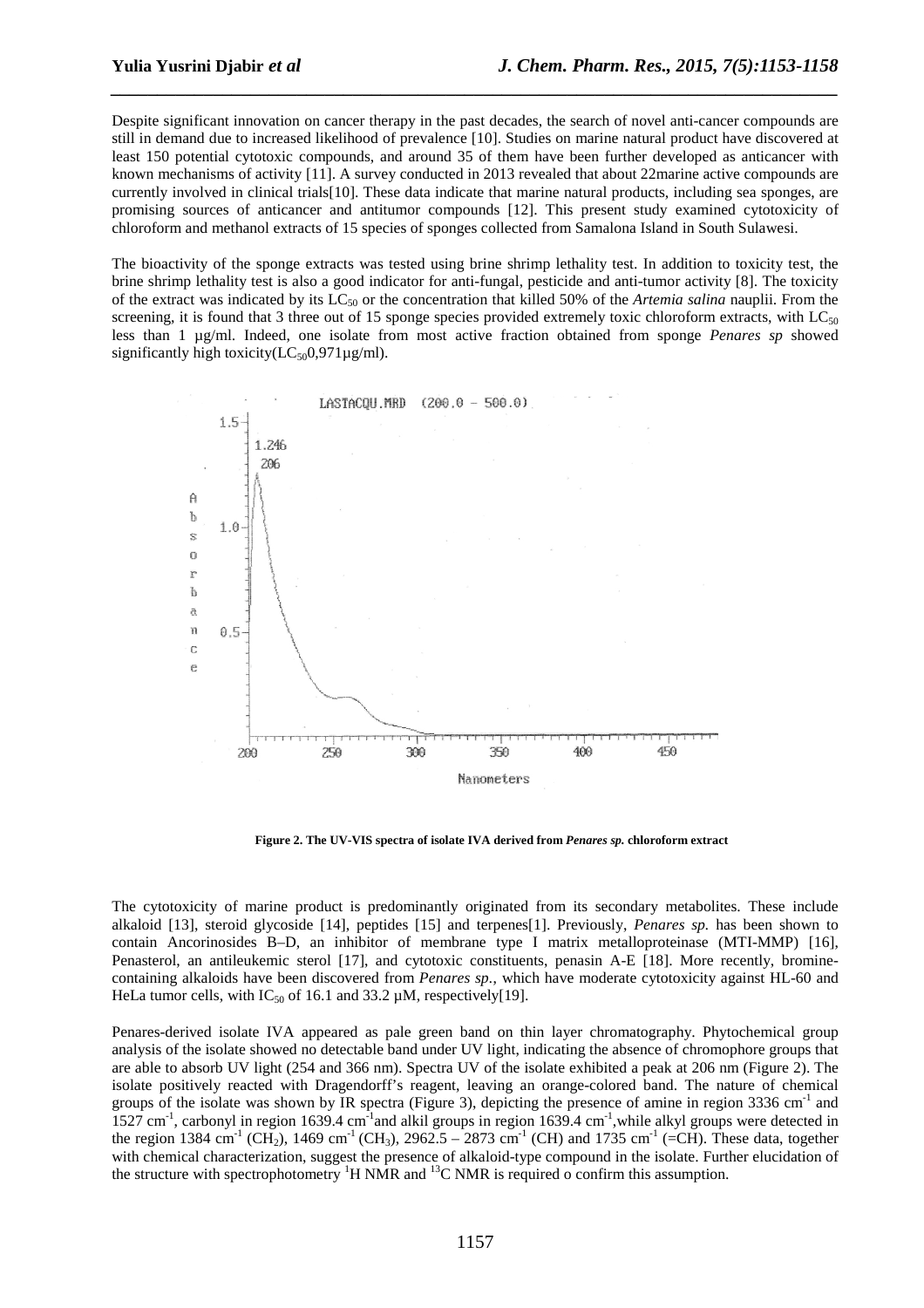Despite significant innovation on cancer therapy in the past decades, the search of novel anti-cancer compounds are still in demand due to increased likelihood of prevalence [10]. Studies on marine natural product have discovered at least 150 potential cytotoxic compounds, and around 35 of them have been further developed as anticancer with known mechanisms of activity [11]. A survey conducted in 2013 revealed that about 22marine active compounds are currently involved in clinical trials[10]. These data indicate that marine natural products, including sea sponges, are promising sources of anticancer and antitumor compounds [12]. This present study examined cytotoxicity of chloroform and methanol extracts of 15 species of sponges collected from Samalona Island in South Sulawesi.

The bioactivity of the sponge extracts was tested using brine shrimp lethality test. In addition to toxicity test, the brine shrimp lethality test is also a good indicator for anti-fungal, pesticide and anti-tumor activity [8]. The toxicity of the extract was indicated by its $LC_{50}$ or the concentration that killed 50% of the *Artemia salina* nauplii. From the screening, it is found that 3 three out of 15 sponge species provided extremely toxic chloroform extracts, with $LC_{50}$ less than 1 µg/ml. Indeed, one isolate from most active fraction obtained from sponge *Penares sp* showed significantly high toxicity($LC_{50}$0,971µg/ml).

**Figure 2. The UV-VIS spectra of isolate IVA derived from *Penares sp.* chloroform extract**

The cytotoxicity of marine product is predominantly originated from its secondary metabolites. These include alkaloid [13], steroid glycoside [14], peptides [15] and terpenes[1]. Previously, *Penares sp.* has been shown to contain Ancorinosides B–D, an inhibitor of membrane type I matrix metalloproteinase (MTI-MMP) [16], Penasterol, an antileukemic sterol [17], and cytotoxic constituents, penasin A-E [18]. More recently, bromine-containing alkaloids have been discovered from *Penares sp.*, which have moderate cytotoxicity against HL-60 and HeLa tumor cells, with $IC_{50}$ of 16.1 and 33.2 µM, respectively[19].

Penares-derived isolate IVA appeared as pale green band on thin layer chromatography. Phytochemical group analysis of the isolate showed no detectable band under UV light, indicating the absence of chromophore groups that are able to absorb UV light (254 and 366 nm). Spectra UV of the isolate exhibited a peak at 206 nm (Figure 2). The isolate positively reacted with Dragendorff's reagent, leaving an orange-colored band. The nature of chemical groups of the isolate was shown by IR spectra (Figure 3), depicting the presence of amine in region 3336 $cm^{-1}$ and 1527 $cm^{-1}$, carbonyl in region 1639.4 $cm^{-1}$and alkil groups in region 1639.4 $cm^{-1}$,while alkyl groups were detected in the region 1384 $cm^{-1}$ ($CH_2$), 1469 $cm^{-1}$ ($CH_3$), 2962.5 – 2873 $cm^{-1}$ (CH) and 1735 $cm^{-1}$ (=CH). These data, together with chemical characterization, suggest the presence of alkaloid-type compound in the isolate. Further elucidation of the structure with spectrophotometry $^1$H NMR and $^{13}$C NMR is required o confirm this assumption.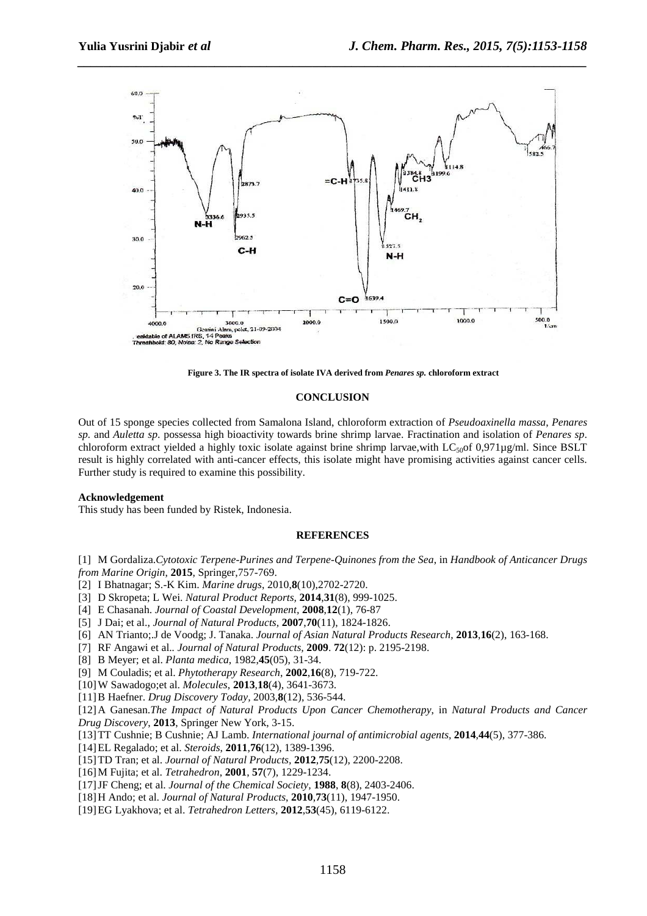60.0

%T

50.0

40.0

30.0

20.0

4000.0

3000.0

2000.0

1500.0

1000.0

500.0

1/cm

N-H

3336.6

2935.5

2962.5

C-H

2873.7

=C-H

1735.8

C=O

1639.4

1527.5

N-H

1469.7

$CH_2$

1411.8

1384.8

CH3

1199.6

1114.8

582.5

466.7

Gemini Alam, pekt, 21-09-2004

eaktable of ALAM5.IRS, 14 Peaks

Threshhold: 80, Noise: 2, No Range Selection

**Figure 3. The IR spectra of isolate IVA derived from *Penares sp.* chloroform extract**

## CONCLUSION

Out of 15 sponge species collected from Samalona Island, chloroform extraction of *Pseudoaxinella massa*, *Penares sp.* and *Auletta sp*. possessa high bioactivity towards brine shrimp larvae. Fractination and isolation of *Penares sp*. chloroform extract yielded a highly toxic isolate against brine shrimp larvae,with $LC_{50}$of 0,971µg/ml. Since BSLT result is highly correlated with anti-cancer effects, this isolate might have promising activities against cancer cells. Further study is required to examine this possibility.

**Acknowledgement**

This study has been funded by Ristek, Indonesia.

## REFERENCES

[1] M Gordaliza.*Cytotoxic Terpene-Purines and Terpene-Quinones from the Sea*, in *Handbook of Anticancer Drugs from Marine Origin*, **2015**, Springer,757-769.

[2] I Bhatnagar; S.-K Kim. *Marine drugs*, 2010,**8**(10),2702-2720.

[3] D Skropeta; L Wei. *Natural Product Reports,* **2014**,**31**(8), 999-1025.

[4] E Chasanah. *Journal of Coastal Development,* **2008**,**12**(1), 76-87

[5] J Dai; et al., *Journal of Natural Products,* **2007**,**70**(11), 1824-1826.

[6] AN Trianto;.J de Voodg; J. Tanaka. *Journal of Asian Natural Products Research,* **2013**,**16**(2), 163-168.

[7] RF Angawi et al.. *Journal of Natural Products*, **2009**. **72**(12): p. 2195-2198.

[8] B Meyer; et al. *Planta medica*, 1982,**45**(05), 31-34.

[9] M Couladis; et al. *Phytotherapy Research*, **2002**,**16**(8), 719-722.

[10] W Sawadogo;et al. *Molecules*, **2013**,**18**(4), 3641-3673.

[11] B Haefner. *Drug Discovery Today*, 2003,**8**(12), 536-544.

[12] A Ganesan.*The Impact of Natural Products Upon Cancer Chemotherapy*, in *Natural Products and Cancer Drug Discovery*, **2013**, Springer New York, 3-15.

[13] TT Cushnie; B Cushnie; AJ Lamb. *International journal of antimicrobial agents*, **2014**,**44**(5), 377-386.

[14] EL Regalado; et al. *Steroids*, **2011**,**76**(12), 1389-1396.

[15] TD Tran; et al. *Journal of Natural Products*, **2012**,**75**(12), 2200-2208.

[16] M Fujita; et al. *Tetrahedron*, **2001**, **57**(7), 1229-1234.

[17] JF Cheng; et al. *Journal of the Chemical Society,* **1988**, **8**(8), 2403-2406.

[18] H Ando; et al. *Journal of Natural Products*, **2010**,**73**(11), 1947-1950.

[19] EG Lyakhova; et al. *Tetrahedron Letters*, **2012**,**53**(45), 6119-6122.